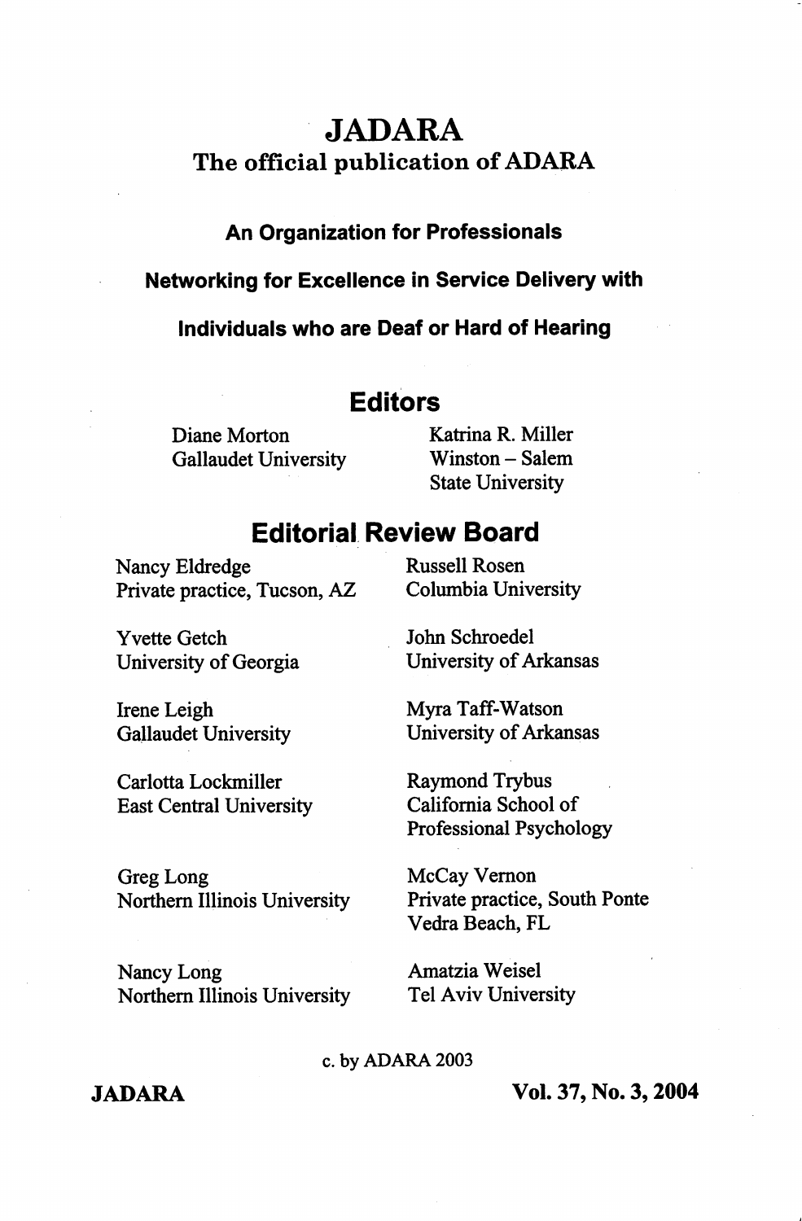# JADARA

## The official publication of ADARA

**An Organization for Professionals**

**Networking for Excellence in Service Delivery with**

**Individuals who are Deaf or Hard of Hearing**

## Editors

Diane Morton
Gallaudet University

Katrina R. Miller
Winston – Salem
State University

## Editorial Review Board

Nancy Eldredge
Private practice, Tucson, AZ

Yvette Getch
University of Georgia

Irene Leigh
Gallaudet University

Carlotta Lockmiller
East Central University

Greg Long
Northern Illinois University

Nancy Long
Northern Illinois University

Russell Rosen
Columbia University

John Schroedel
University of Arkansas

Myra Taff-Watson
University of Arkansas

Raymond Trybus
California School of
Professional Psychology

McCay Vernon
Private practice, South Ponte
Vedra Beach, FL

Amatzia Weisel
Tel Aviv University

c. by ADARA 2003

**JADARA** **Vol. 37, No. 3, 2004**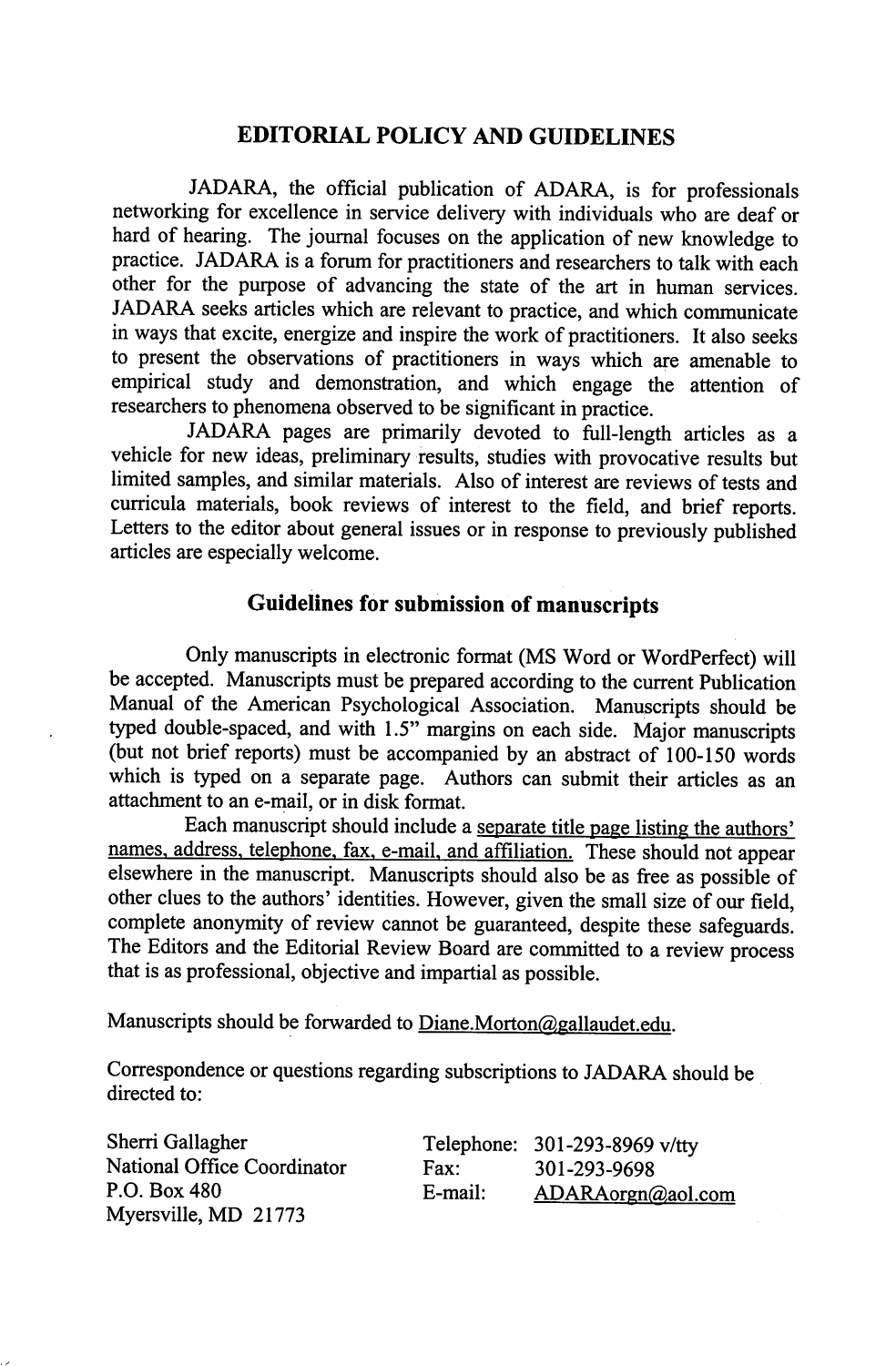# EDITORIAL POLICY AND GUIDELINES

JADARA, the official publication of ADARA, is for professionals networking for excellence in service delivery with individuals who are deaf or hard of hearing. The journal focuses on the application of new knowledge to practice. JADARA is a forum for practitioners and researchers to talk with each other for the purpose of advancing the state of the art in human services. JADARA seeks articles which are relevant to practice, and which communicate in ways that excite, energize and inspire the work of practitioners. It also seeks to present the observations of practitioners in ways which are amenable to empirical study and demonstration, and which engage the attention of researchers to phenomena observed to be significant in practice.

JADARA pages are primarily devoted to full-length articles as a vehicle for new ideas, preliminary results, studies with provocative results but limited samples, and similar materials. Also of interest are reviews of tests and curricula materials, book reviews of interest to the field, and brief reports. Letters to the editor about general issues or in response to previously published articles are especially welcome.

## Guidelines for submission of manuscripts

Only manuscripts in electronic format (MS Word or WordPerfect) will be accepted. Manuscripts must be prepared according to the current Publication Manual of the American Psychological Association. Manuscripts should be typed double-spaced, and with 1.5" margins on each side. Major manuscripts (but not brief reports) must be accompanied by an abstract of 100-150 words which is typed on a separate page. Authors can submit their articles as an attachment to an e-mail, or in disk format.

Each manuscript should include a separate title page listing the authors' names, address, telephone, fax, e-mail, and affiliation. These should not appear elsewhere in the manuscript. Manuscripts should also be as free as possible of other clues to the authors' identities. However, given the small size of our field, complete anonymity of review cannot be guaranteed, despite these safeguards. The Editors and the Editorial Review Board are committed to a review process that is as professional, objective and impartial as possible.

Manuscripts should be forwarded to Diane.Morton@gallaudet.edu.

Correspondence or questions regarding subscriptions to JADARA should be directed to:

Sherri Gallagher
National Office Coordinator
P.O. Box 480
Myersville, MD 21773

Telephone: 301-293-8969 v/tty
Fax: 301-293-9698
E-mail: ADARAorgn@aol.com